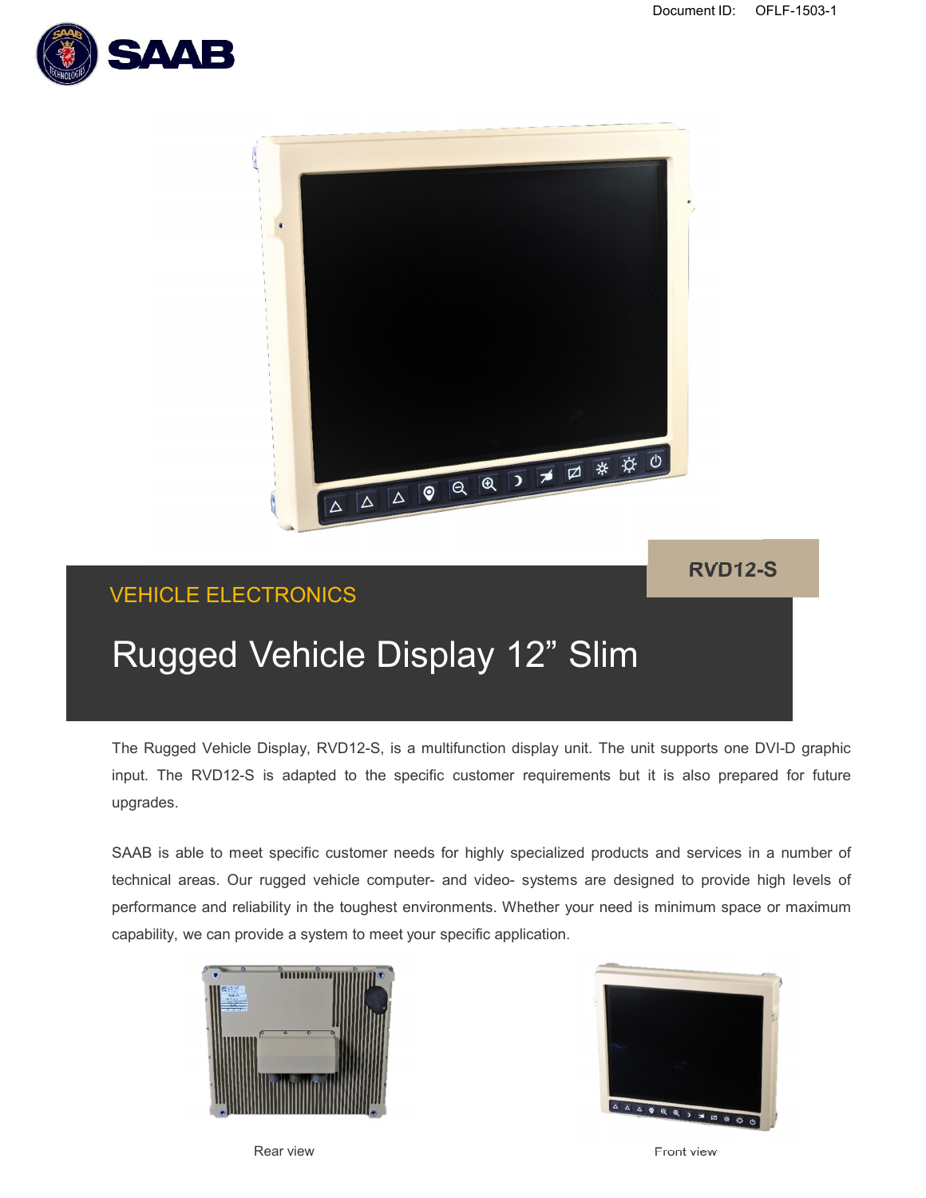Document ID: OFLF-1503-1

RVD12-S

VEHICLE ELECTRONICS

# Rugged Vehicle Display 12” Slim

The Rugged Vehicle Display, RVD12-S, is a multifunction display unit. The unit supports one DVI-D graphic input. The RVD12-S is adapted to the specific customer requirements but it is also prepared for future upgrades.

SAAB is able to meet specific customer needs for highly specialized products and services in a number of technical areas. Our rugged vehicle computer- and video- systems are designed to provide high levels of performance and reliability in the toughest environments. Whether your need is minimum space or maximum capability, we can provide a system to meet your specific application.

Rear view

Front view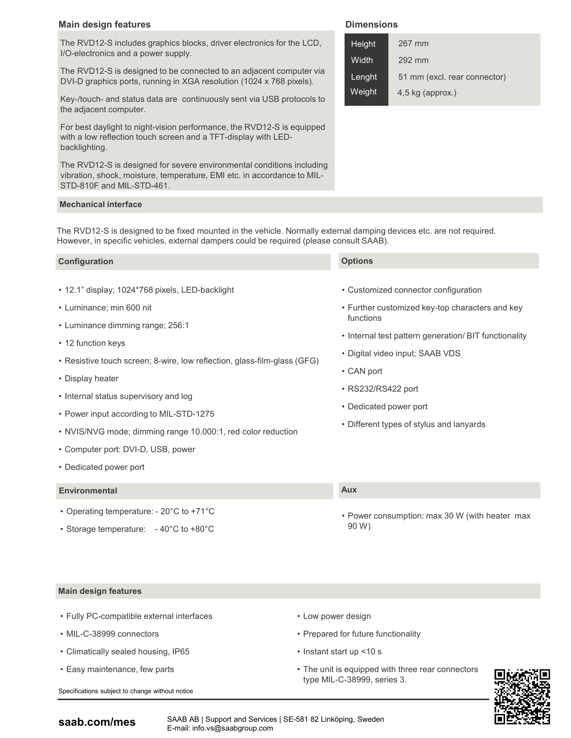## Main design features

The RVD12-S includes graphics blocks, driver electronics for the LCD, I/O-electronics and a power supply.

The RVD12-S is designed to be connected to an adjacent computer via DVI-D graphics ports, running in XGA resolution (1024 x 768 pixels).

Key-/touch- and status data are continuously sent via USB protocols to the adjacent computer.

For best daylight to night-vision performance, the RVD12-S is equipped with a low reflection touch screen and a TFT-display with LED-backlighting.

The RVD12-S is designed for severe environmental conditions including vibration, shock, moisture, temperature, EMI etc. in accordance to MIL-STD-810F and MIL-STD-461.

## Dimensions

| | |
|---|---|
| Height | 267 mm |
| Width | 292 mm |
| Lenght | 51 mm (excl. rear connector) |
| Weight | 4,5 kg (approx.) |

## Mechanical interface

The RVD12-S is designed to be fixed mounted in the vehicle. Normally external damping devices etc. are not required. However, in specific vehicles, external dampers could be required (please consult SAAB).

## Configuration

- 12.1” display; 1024*768 pixels, LED-backlight
- Luminance; min 600 nit
- Luminance dimming range; 256:1
- 12 function keys
- Resistive touch screen; 8-wire, low reflection, glass-film-glass (GFG)
- Display heater
- Internal status supervisory and log
- Power input according to MIL-STD-1275
- NVIS/NVG mode; dimming range 10.000:1, red color reduction
- Computer port: DVI-D, USB, power
- Dedicated power port

## Options

- Customized connector configuration
- Further customized key-top characters and key functions
- Internal test pattern generation/ BIT functionality
- Digital video input; SAAB VDS
- CAN port
- RS232/RS422 port
- Dedicated power port
- Different types of stylus and lanyards

## Environmental

- Operating temperature: - 20°C to +71°C
- Storage temperature: - 40°C to +80°C

## Aux

- Power consumption: max 30 W (with heater max 90 W)

## Main design features

- Fully PC-compatible external interfaces
- MIL-C-38999 connectors
- Climatically sealed housing, IP65
- Easy maintenance, few parts
- Low power design
- Prepared for future functionality
- Instant start up <10 s
- The unit is equipped with three rear connectors type MIL-C-38999, series 3.

Specifications subject to change without notice

**saab.com/mes**

SAAB AB | Support and Services | SE-581 82 Linköping, Sweden
E-mail: info.vs@saabgroup.com